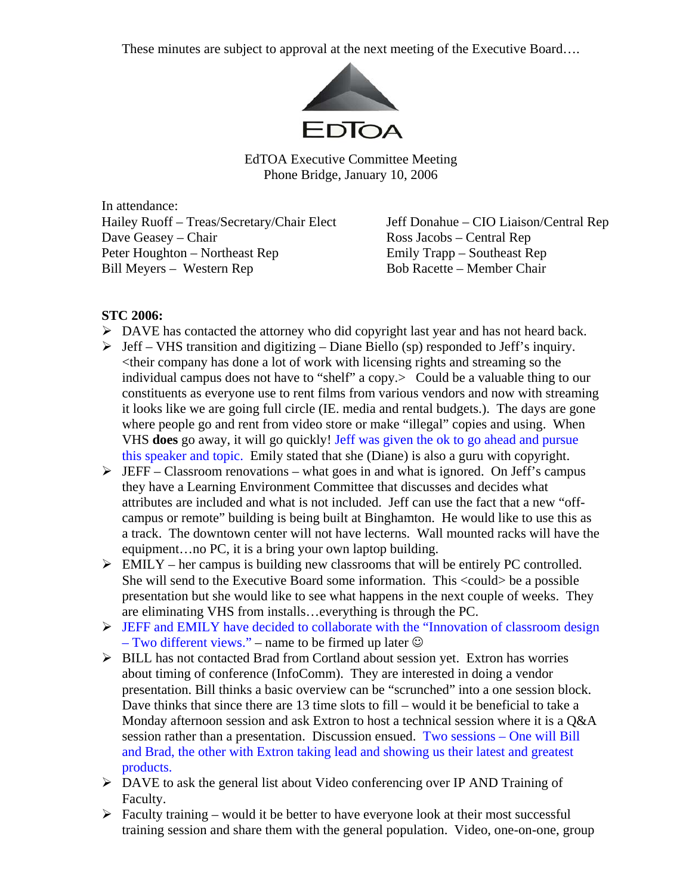These minutes are subject to approval at the next meeting of the Executive Board….

EDTOA

EdTOA Executive Committee Meeting
Phone Bridge, January 10, 2006

In attendance:

Hailey Ruoff – Treas/Secretary/Chair Elect
Dave Geasey – Chair
Peter Houghton – Northeast Rep
Bill Meyers – Western Rep
Jeff Donahue – CIO Liaison/Central Rep
Ross Jacobs – Central Rep
Emily Trapp – Southeast Rep
Bob Racette – Member Chair

**STC 2006:**

- DAVE has contacted the attorney who did copyright last year and has not heard back.
- Jeff – VHS transition and digitizing – Diane Biello (sp) responded to Jeff's inquiry. <their company has done a lot of work with licensing rights and streaming so the individual campus does not have to "shelf" a copy.> Could be a valuable thing to our constituents as everyone use to rent films from various vendors and now with streaming it looks like we are going full circle (IE. media and rental budgets.). The days are gone where people go and rent from video store or make "illegal" copies and using. When VHS **does** go away, it will go quickly! Jeff was given the ok to go ahead and pursue this speaker and topic. Emily stated that she (Diane) is also a guru with copyright.
- JEFF – Classroom renovations – what goes in and what is ignored. On Jeff's campus they have a Learning Environment Committee that discusses and decides what attributes are included and what is not included. Jeff can use the fact that a new "off-campus or remote" building is being built at Binghamton. He would like to use this as a track. The downtown center will not have lecterns. Wall mounted racks will have the equipment…no PC, it is a bring your own laptop building.
- EMILY – her campus is building new classrooms that will be entirely PC controlled. She will send to the Executive Board some information. This <could> be a possible presentation but she would like to see what happens in the next couple of weeks. They are eliminating VHS from installs…everything is through the PC.
- JEFF and EMILY have decided to collaborate with the "Innovation of classroom design – Two different views." – name to be firmed up later ☺
- BILL has not contacted Brad from Cortland about session yet. Extron has worries about timing of conference (InfoComm). They are interested in doing a vendor presentation. Bill thinks a basic overview can be "scrunched" into a one session block. Dave thinks that since there are 13 time slots to fill – would it be beneficial to take a Monday afternoon session and ask Extron to host a technical session where it is a Q&A session rather than a presentation. Discussion ensued. Two sessions – One will Bill and Brad, the other with Extron taking lead and showing us their latest and greatest products.
- DAVE to ask the general list about Video conferencing over IP AND Training of Faculty.
- Faculty training – would it be better to have everyone look at their most successful training session and share them with the general population. Video, one-on-one, group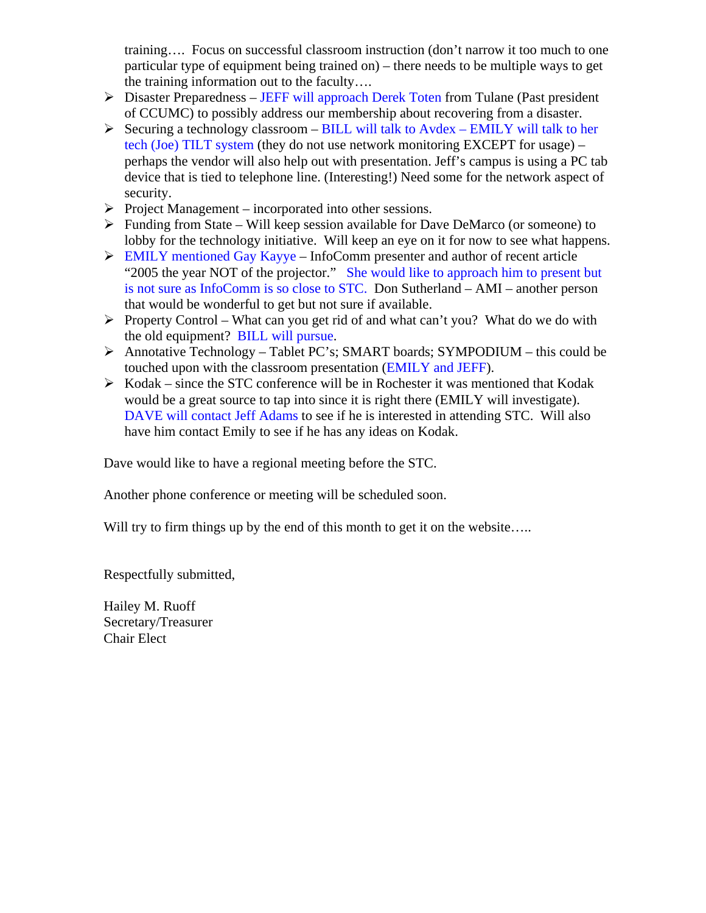training…. Focus on successful classroom instruction (don't narrow it too much to one particular type of equipment being trained on) – there needs to be multiple ways to get the training information out to the faculty….

- Disaster Preparedness – JEFF will approach Derek Toten from Tulane (Past president of CCUMC) to possibly address our membership about recovering from a disaster.
- Securing a technology classroom – BILL will talk to Avdex – EMILY will talk to her tech (Joe) TILT system (they do not use network monitoring EXCEPT for usage) – perhaps the vendor will also help out with presentation. Jeff's campus is using a PC tab device that is tied to telephone line. (Interesting!) Need some for the network aspect of security.
- Project Management – incorporated into other sessions.
- Funding from State – Will keep session available for Dave DeMarco (or someone) to lobby for the technology initiative. Will keep an eye on it for now to see what happens.
- EMILY mentioned Gay Kayye – InfoComm presenter and author of recent article "2005 the year NOT of the projector." She would like to approach him to present but is not sure as InfoComm is so close to STC. Don Sutherland – AMI – another person that would be wonderful to get but not sure if available.
- Property Control – What can you get rid of and what can't you? What do we do with the old equipment? BILL will pursue.
- Annotative Technology – Tablet PC's; SMART boards; SYMPODIUM – this could be touched upon with the classroom presentation (EMILY and JEFF).
- Kodak – since the STC conference will be in Rochester it was mentioned that Kodak would be a great source to tap into since it is right there (EMILY will investigate). DAVE will contact Jeff Adams to see if he is interested in attending STC. Will also have him contact Emily to see if he has any ideas on Kodak.

Dave would like to have a regional meeting before the STC.

Another phone conference or meeting will be scheduled soon.

Will try to firm things up by the end of this month to get it on the website…..

Respectfully submitted,

Hailey M. Ruoff
Secretary/Treasurer
Chair Elect